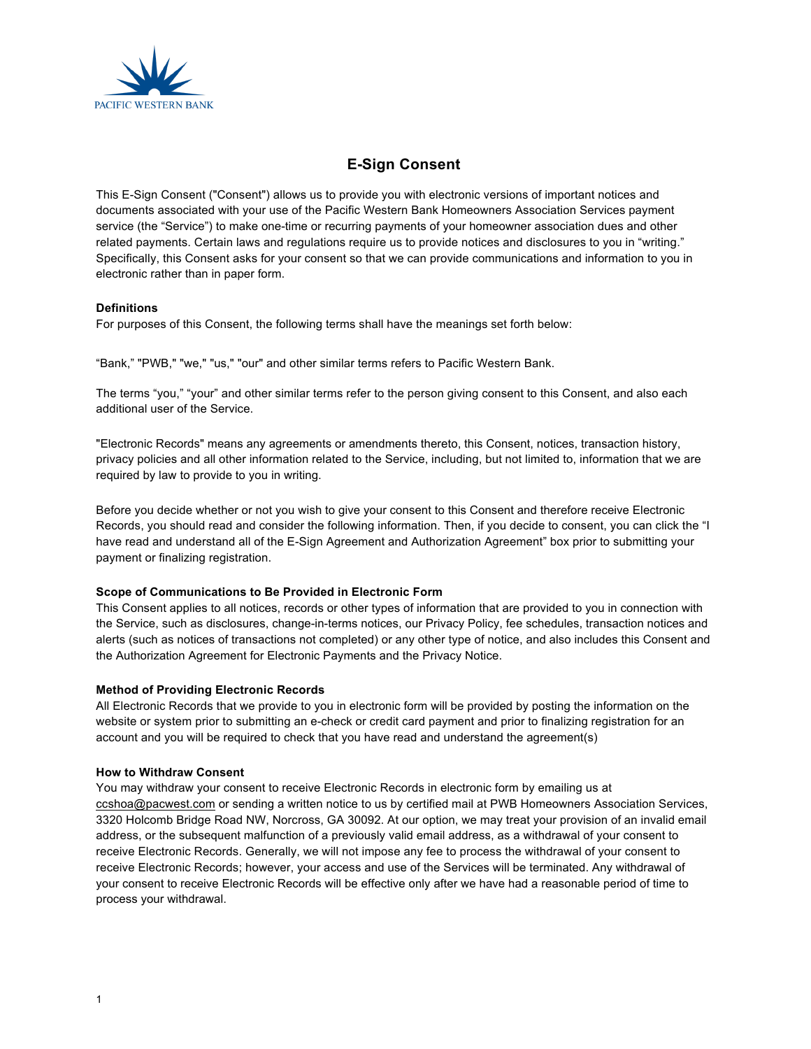PACIFIC WESTERN BANK

# E-Sign Consent

This E-Sign Consent ("Consent") allows us to provide you with electronic versions of important notices and documents associated with your use of the Pacific Western Bank Homeowners Association Services payment service (the "Service") to make one-time or recurring payments of your homeowner association dues and other related payments. Certain laws and regulations require us to provide notices and disclosures to you in "writing." Specifically, this Consent asks for your consent so that we can provide communications and information to you in electronic rather than in paper form.

### Definitions

For purposes of this Consent, the following terms shall have the meanings set forth below:

"Bank," "PWB," "we," "us," "our" and other similar terms refers to Pacific Western Bank.

The terms "you," "your" and other similar terms refer to the person giving consent to this Consent, and also each additional user of the Service.

"Electronic Records" means any agreements or amendments thereto, this Consent, notices, transaction history, privacy policies and all other information related to the Service, including, but not limited to, information that we are required by law to provide to you in writing.

Before you decide whether or not you wish to give your consent to this Consent and therefore receive Electronic Records, you should read and consider the following information. Then, if you decide to consent, you can click the "I have read and understand all of the E-Sign Agreement and Authorization Agreement" box prior to submitting your payment or finalizing registration.

### Scope of Communications to Be Provided in Electronic Form

This Consent applies to all notices, records or other types of information that are provided to you in connection with the Service, such as disclosures, change-in-terms notices, our Privacy Policy, fee schedules, transaction notices and alerts (such as notices of transactions not completed) or any other type of notice, and also includes this Consent and the Authorization Agreement for Electronic Payments and the Privacy Notice.

### Method of Providing Electronic Records

All Electronic Records that we provide to you in electronic form will be provided by posting the information on the website or system prior to submitting an e-check or credit card payment and prior to finalizing registration for an account and you will be required to check that you have read and understand the agreement(s)

### How to Withdraw Consent

You may withdraw your consent to receive Electronic Records in electronic form by emailing us at ccshoa@pacwest.com or sending a written notice to us by certified mail at PWB Homeowners Association Services, 3320 Holcomb Bridge Road NW, Norcross, GA 30092. At our option, we may treat your provision of an invalid email address, or the subsequent malfunction of a previously valid email address, as a withdrawal of your consent to receive Electronic Records. Generally, we will not impose any fee to process the withdrawal of your consent to receive Electronic Records; however, your access and use of the Services will be terminated. Any withdrawal of your consent to receive Electronic Records will be effective only after we have had a reasonable period of time to process your withdrawal.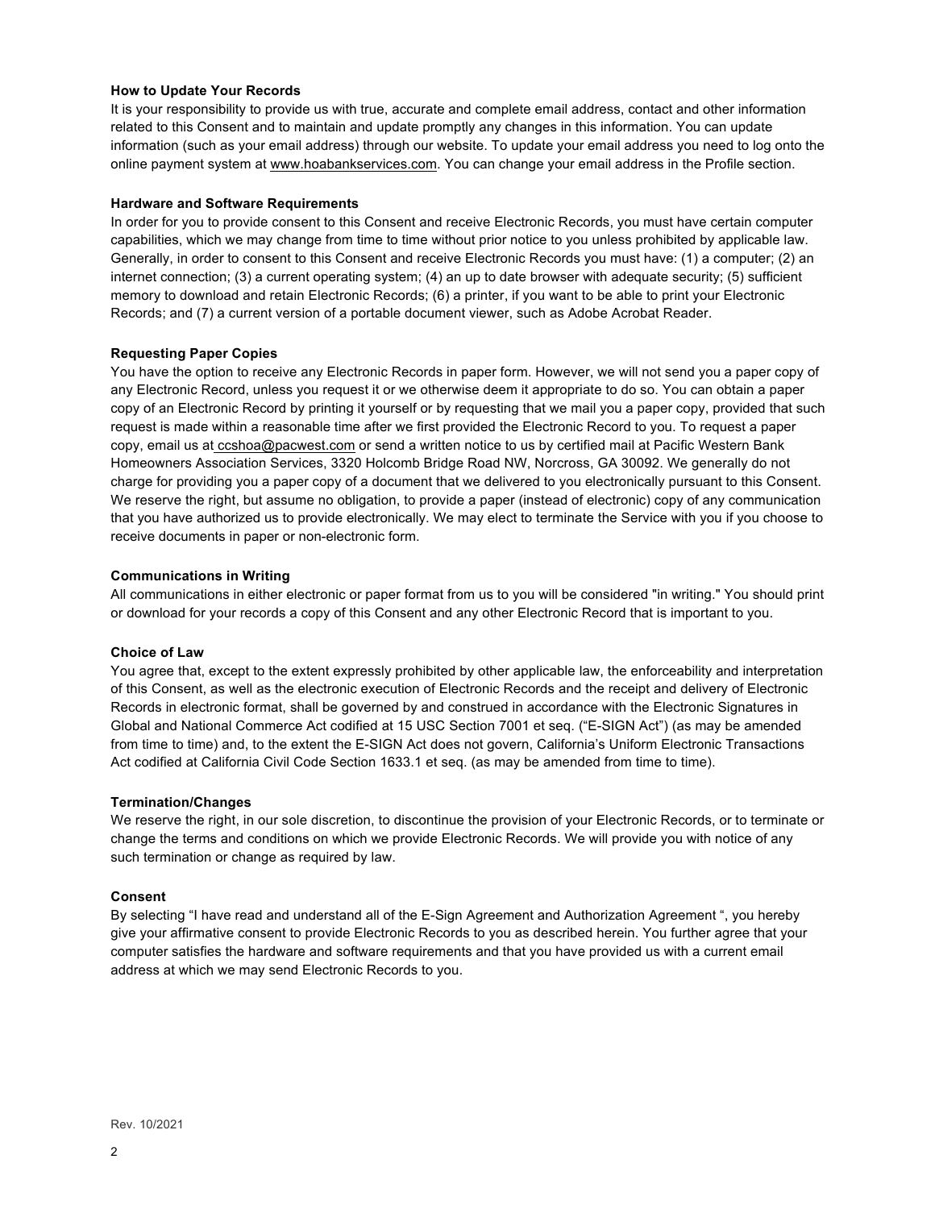**How to Update Your Records**

It is your responsibility to provide us with true, accurate and complete email address, contact and other information related to this Consent and to maintain and update promptly any changes in this information. You can update information (such as your email address) through our website. To update your email address you need to log onto the online payment system at www.hoabankservices.com. You can change your email address in the Profile section.

**Hardware and Software Requirements**

In order for you to provide consent to this Consent and receive Electronic Records, you must have certain computer capabilities, which we may change from time to time without prior notice to you unless prohibited by applicable law. Generally, in order to consent to this Consent and receive Electronic Records you must have: (1) a computer; (2) an internet connection; (3) a current operating system; (4) an up to date browser with adequate security; (5) sufficient memory to download and retain Electronic Records; (6) a printer, if you want to be able to print your Electronic Records; and (7) a current version of a portable document viewer, such as Adobe Acrobat Reader.

**Requesting Paper Copies**

You have the option to receive any Electronic Records in paper form. However, we will not send you a paper copy of any Electronic Record, unless you request it or we otherwise deem it appropriate to do so. You can obtain a paper copy of an Electronic Record by printing it yourself or by requesting that we mail you a paper copy, provided that such request is made within a reasonable time after we first provided the Electronic Record to you. To request a paper copy, email us at ccshoa@pacwest.com or send a written notice to us by certified mail at Pacific Western Bank Homeowners Association Services, 3320 Holcomb Bridge Road NW, Norcross, GA 30092. We generally do not charge for providing you a paper copy of a document that we delivered to you electronically pursuant to this Consent. We reserve the right, but assume no obligation, to provide a paper (instead of electronic) copy of any communication that you have authorized us to provide electronically. We may elect to terminate the Service with you if you choose to receive documents in paper or non-electronic form.

**Communications in Writing**

All communications in either electronic or paper format from us to you will be considered "in writing." You should print or download for your records a copy of this Consent and any other Electronic Record that is important to you.

**Choice of Law**

You agree that, except to the extent expressly prohibited by other applicable law, the enforceability and interpretation of this Consent, as well as the electronic execution of Electronic Records and the receipt and delivery of Electronic Records in electronic format, shall be governed by and construed in accordance with the Electronic Signatures in Global and National Commerce Act codified at 15 USC Section 7001 et seq. ("E-SIGN Act") (as may be amended from time to time) and, to the extent the E-SIGN Act does not govern, California's Uniform Electronic Transactions Act codified at California Civil Code Section 1633.1 et seq. (as may be amended from time to time).

**Termination/Changes**

We reserve the right, in our sole discretion, to discontinue the provision of your Electronic Records, or to terminate or change the terms and conditions on which we provide Electronic Records. We will provide you with notice of any such termination or change as required by law.

**Consent**

By selecting "I have read and understand all of the E-Sign Agreement and Authorization Agreement ", you hereby give your affirmative consent to provide Electronic Records to you as described herein. You further agree that your computer satisfies the hardware and software requirements and that you have provided us with a current email address at which we may send Electronic Records to you.

Rev. 10/2021